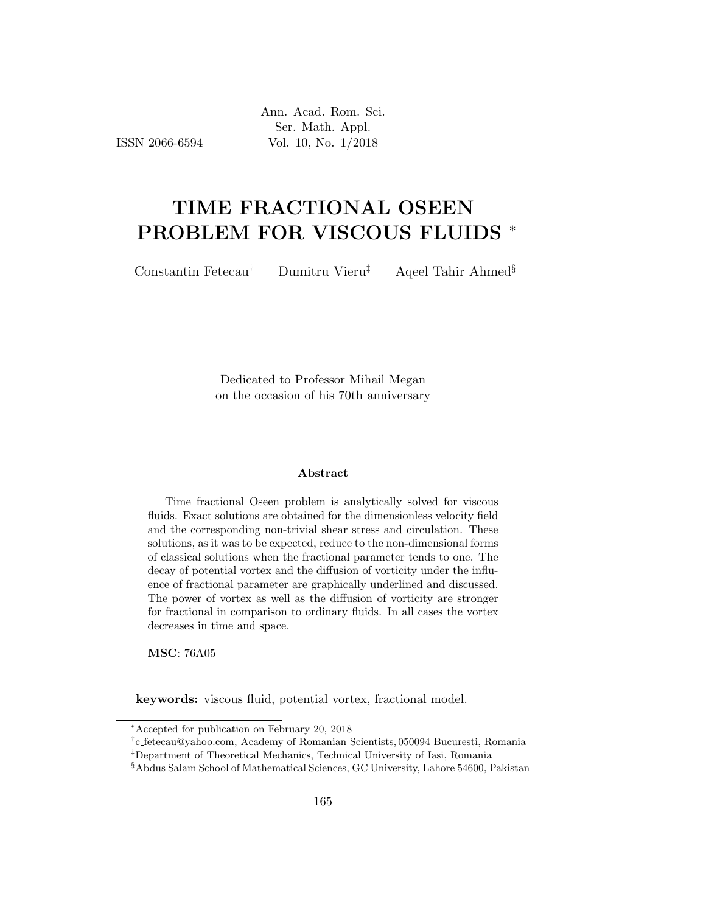ISSN 2066-6594

# TIME FRACTIONAL OSEEN PROBLEM FOR VISCOUS FLUIDS [*]

Constantin Fetecau[†] Dumitru Vieru[‡] Aqeel Tahir Ahmed[§]

Dedicated to Professor Mihail Megan
on the occasion of his 70th anniversary

### Abstract

Time fractional Oseen problem is analytically solved for viscous fluids. Exact solutions are obtained for the dimensionless velocity field and the corresponding non-trivial shear stress and circulation. These solutions, as it was to be expected, reduce to the non-dimensional forms of classical solutions when the fractional parameter tends to one. The decay of potential vortex and the diffusion of vorticity under the influence of fractional parameter are graphically underlined and discussed. The power of vortex as well as the diffusion of vorticity are stronger for fractional in comparison to ordinary fluids. In all cases the vortex decreases in time and space.

**MSC**: 76A05

**keywords:** viscous fluid, potential vortex, fractional model.

---

[*] Accepted for publication on February 20, 2018

[†] c_fetecau@yahoo.com, Academy of Romanian Scientists, 050094 Bucuresti, Romania

[‡] Department of Theoretical Mechanics, Technical University of Iasi, Romania

[§] Abdus Salam School of Mathematical Sciences, GC University, Lahore 54600, Pakistan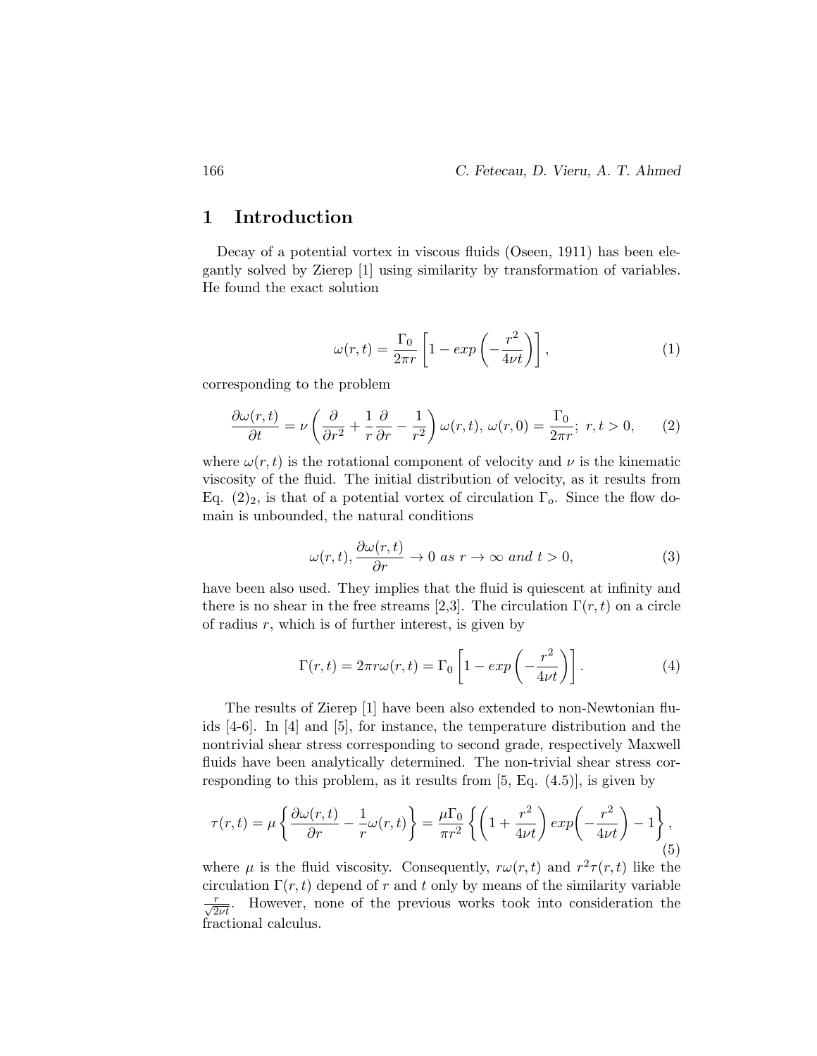## 1 Introduction

Decay of a potential vortex in viscous fluids (Oseen, 1911) has been elegantly solved by Zierep [1] using similarity by transformation of variables. He found the exact solution

$$\omega(r,t) = \frac{\Gamma_0}{2\pi r}\left[1 - exp\left(-\frac{r^2}{4\nu t}\right)\right], \tag{1}$$

corresponding to the problem

$$\frac{\partial \omega(r,t)}{\partial t} = \nu\left(\frac{\partial}{\partial r^2} + \frac{1}{r}\frac{\partial}{\partial r} - \frac{1}{r^2}\right)\omega(r,t),\ \omega(r,0) = \frac{\Gamma_0}{2\pi r};\ r,t>0, \tag{2}$$

where $\omega(r,t)$ is the rotational component of velocity and $\nu$ is the kinematic viscosity of the fluid. The initial distribution of velocity, as it results from Eq. $(2)_2$, is that of a potential vortex of circulation $\Gamma_o$. Since the flow domain is unbounded, the natural conditions

$$\omega(r,t),\frac{\partial \omega(r,t)}{\partial r} \to 0 \ as\ r \to \infty\ and\ t>0, \tag{3}$$

have been also used. They implies that the fluid is quiescent at infinity and there is no shear in the free streams [2,3]. The circulation $\Gamma(r,t)$ on a circle of radius $r$, which is of further interest, is given by

$$\Gamma(r,t) = 2\pi r\omega(r,t) = \Gamma_0\left[1 - exp\left(-\frac{r^2}{4\nu t}\right)\right]. \tag{4}$$

The results of Zierep [1] have been also extended to non-Newtonian fluids [4-6]. In [4] and [5], for instance, the temperature distribution and the nontrivial shear stress corresponding to second grade, respectively Maxwell fluids have been analytically determined. The non-trivial shear stress corresponding to this problem, as it results from [5, Eq. (4.5)], is given by

$$\tau(r,t) = \mu\left\{\frac{\partial \omega(r,t)}{\partial r} - \frac{1}{r}\omega(r,t)\right\} = \frac{\mu\Gamma_0}{\pi r^2}\left\{\left(1+\frac{r^2}{4\nu t}\right)exp\left(-\frac{r^2}{4\nu t}\right) - 1\right\}, \tag{5}$$

where $\mu$ is the fluid viscosity. Consequently, $r\omega(r,t)$ and $r^2\tau(r,t)$ like the circulation $\Gamma(r,t)$ depend of $r$ and $t$ only by means of the similarity variable $\frac{r}{\sqrt{2\nu t}}$. However, none of the previous works took into consideration the fractional calculus.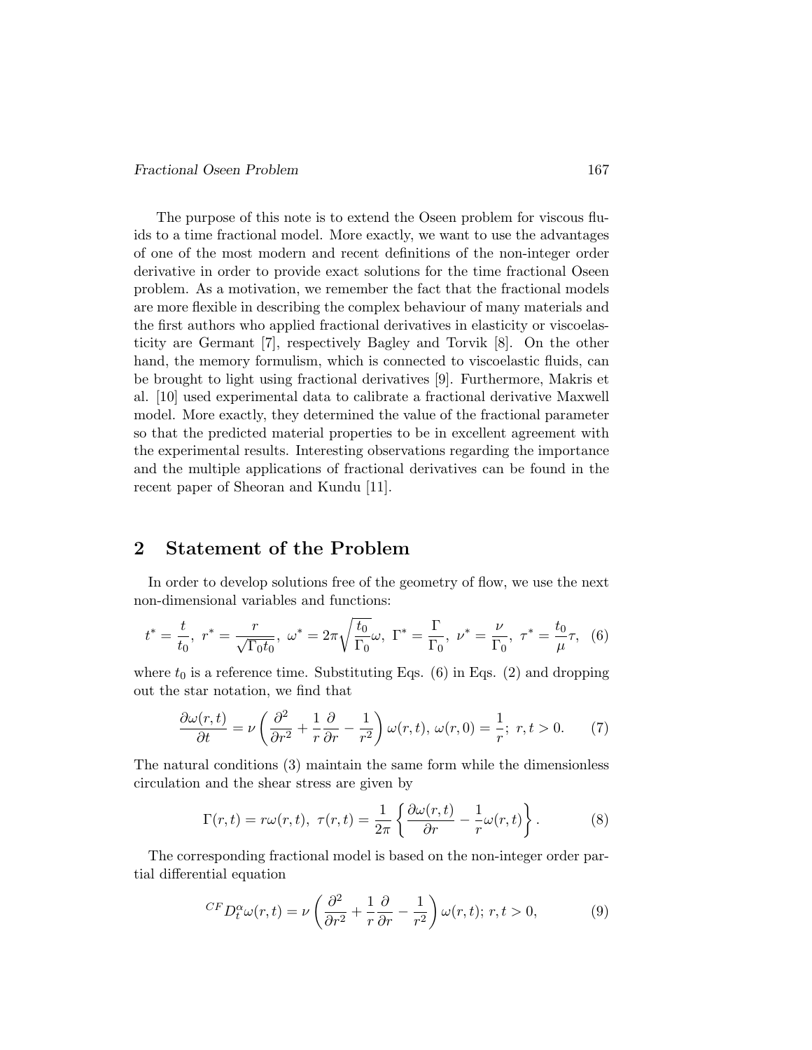The purpose of this note is to extend the Oseen problem for viscous fluids to a time fractional model. More exactly, we want to use the advantages of one of the most modern and recent definitions of the non-integer order derivative in order to provide exact solutions for the time fractional Oseen problem. As a motivation, we remember the fact that the fractional models are more flexible in describing the complex behaviour of many materials and the first authors who applied fractional derivatives in elasticity or viscoelasticity are Germant [7], respectively Bagley and Torvik [8]. On the other hand, the memory formulism, which is connected to viscoelastic fluids, can be brought to light using fractional derivatives [9]. Furthermore, Makris et al. [10] used experimental data to calibrate a fractional derivative Maxwell model. More exactly, they determined the value of the fractional parameter so that the predicted material properties to be in excellent agreement with the experimental results. Interesting observations regarding the importance and the multiple applications of fractional derivatives can be found in the recent paper of Sheoran and Kundu [11].

## 2 Statement of the Problem

In order to develop solutions free of the geometry of flow, we use the next non-dimensional variables and functions:

$$t^* = \frac{t}{t_0},\ r^* = \frac{r}{\sqrt{\Gamma_0 t_0}},\ \omega^* = 2\pi\sqrt{\frac{t_0}{\Gamma_0}}\omega,\ \Gamma^* = \frac{\Gamma}{\Gamma_0},\ \nu^* = \frac{\nu}{\Gamma_0},\ \tau^* = \frac{t_0}{\mu}\tau, \quad (6)$$

where $t_0$ is a reference time. Substituting Eqs. (6) in Eqs. (2) and dropping out the star notation, we find that

$$\frac{\partial \omega(r,t)}{\partial t} = \nu\left(\frac{\partial^2}{\partial r^2} + \frac{1}{r}\frac{\partial}{\partial r} - \frac{1}{r^2}\right)\omega(r,t),\ \omega(r,0) = \frac{1}{r};\ r,t>0. \quad (7)$$

The natural conditions (3) maintain the same form while the dimensionless circulation and the shear stress are given by

$$\Gamma(r,t) = r\omega(r,t),\ \tau(r,t) = \frac{1}{2\pi}\left\{\frac{\partial \omega(r,t)}{\partial r} - \frac{1}{r}\omega(r,t)\right\}. \quad (8)$$

The corresponding fractional model is based on the non-integer order partial differential equation

$${}^{CF}D_t^{\alpha}\omega(r,t) = \nu\left(\frac{\partial^2}{\partial r^2} + \frac{1}{r}\frac{\partial}{\partial r} - \frac{1}{r^2}\right)\omega(r,t);\ r,t>0, \quad (9)$$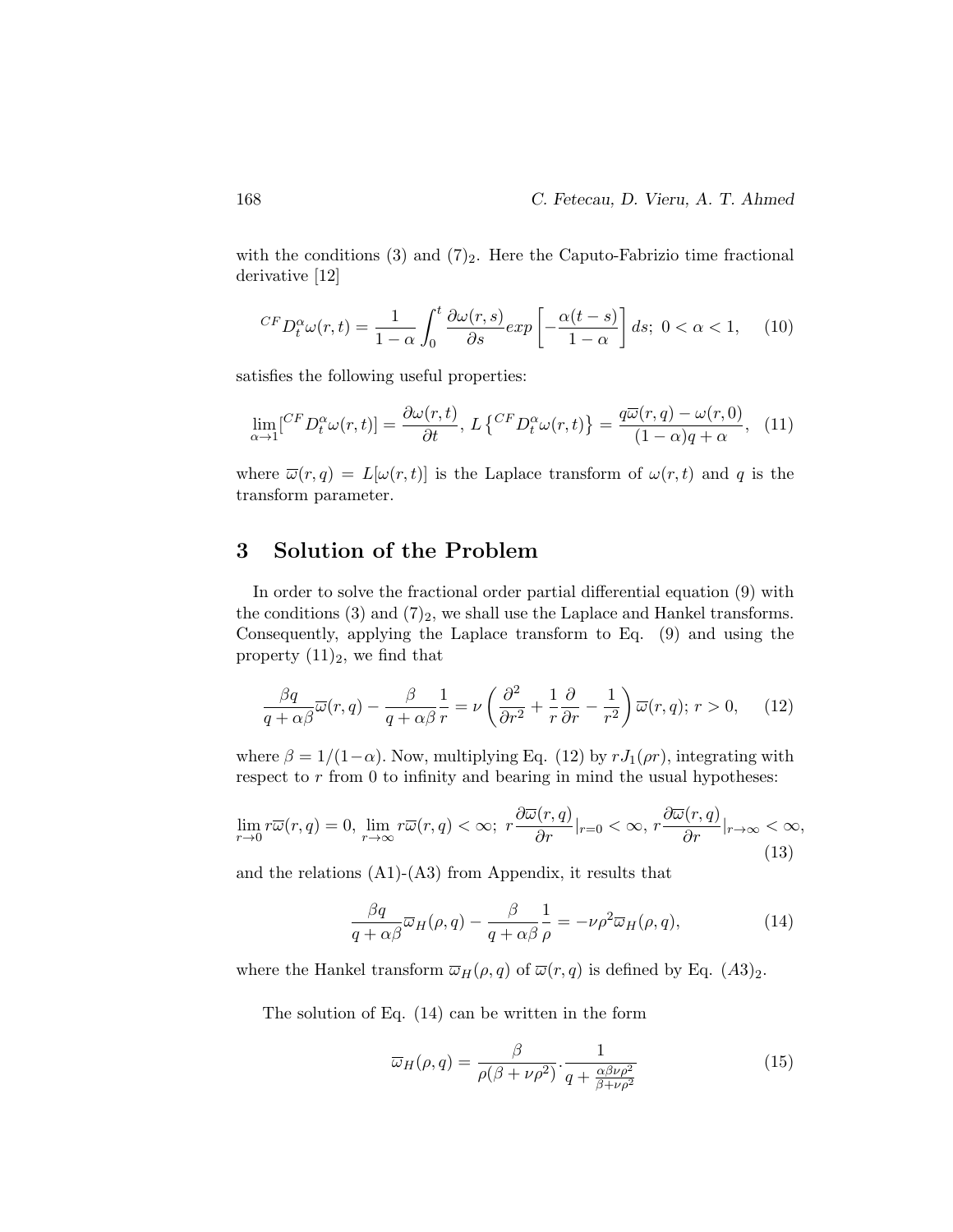with the conditions (3) and $(7)_2$. Here the Caputo-Fabrizio time fractional derivative [12]

$$
{}^{CF}D_t^{\alpha}\omega(r,t) = \frac{1}{1-\alpha}\int_0^t \frac{\partial \omega(r,s)}{\partial s} exp\left[-\frac{\alpha(t-s)}{1-\alpha}\right] ds;\ 0<\alpha<1, \quad (10)
$$

satisfies the following useful properties:

$$
\lim_{\alpha\to 1}[{}^{CF}D_t^{\alpha}\omega(r,t)] = \frac{\partial \omega(r,t)}{\partial t},\ L\left\{{}^{CF}D_t^{\alpha}\omega(r,t)\right\} = \frac{q\overline{\omega}(r,q)-\omega(r,0)}{(1-\alpha)q+\alpha}, \quad (11)
$$

where $\overline{\omega}(r,q) = L[\omega(r,t)]$ is the Laplace transform of $\omega(r,t)$ and $q$ is the transform parameter.

## 3 Solution of the Problem

In order to solve the fractional order partial differential equation (9) with the conditions (3) and $(7)_2$, we shall use the Laplace and Hankel transforms. Consequently, applying the Laplace transform to Eq. (9) and using the property $(11)_2$, we find that

$$
\frac{\beta q}{q+\alpha\beta}\overline{\omega}(r,q) - \frac{\beta}{q+\alpha\beta}\frac{1}{r} = \nu\left(\frac{\partial^2}{\partial r^2}+\frac{1}{r}\frac{\partial}{\partial r}-\frac{1}{r^2}\right)\overline{\omega}(r,q);\ r>0, \quad (12)
$$

where $\beta = 1/(1-\alpha)$. Now, multiplying Eq. (12) by $rJ_1(\rho r)$, integrating with respect to $r$ from 0 to infinity and bearing in mind the usual hypotheses:

$$
\lim_{r\to 0} r\overline{\omega}(r,q) = 0,\ \lim_{r\to\infty} r\overline{\omega}(r,q) < \infty;\ r\frac{\partial\overline{\omega}(r,q)}{\partial r}|_{r=0} < \infty,\ r\frac{\partial\overline{\omega}(r,q)}{\partial r}|_{r\to\infty} < \infty, \quad (13)
$$

and the relations (A1)-(A3) from Appendix, it results that

$$
\frac{\beta q}{q+\alpha\beta}\overline{\omega}_H(\rho,q) - \frac{\beta}{q+\alpha\beta}\frac{1}{\rho} = -\nu\rho^2\overline{\omega}_H(\rho,q), \quad (14)
$$

where the Hankel transform $\overline{\omega}_H(\rho,q)$ of $\overline{\omega}(r,q)$ is defined by Eq. $(A3)_2$.

The solution of Eq. (14) can be written in the form

$$
\overline{\omega}_H(\rho,q) = \frac{\beta}{\rho(\beta+\nu\rho^2)}.\frac{1}{q+\frac{\alpha\beta\nu\rho^2}{\beta+\nu\rho^2}} \quad (15)
$$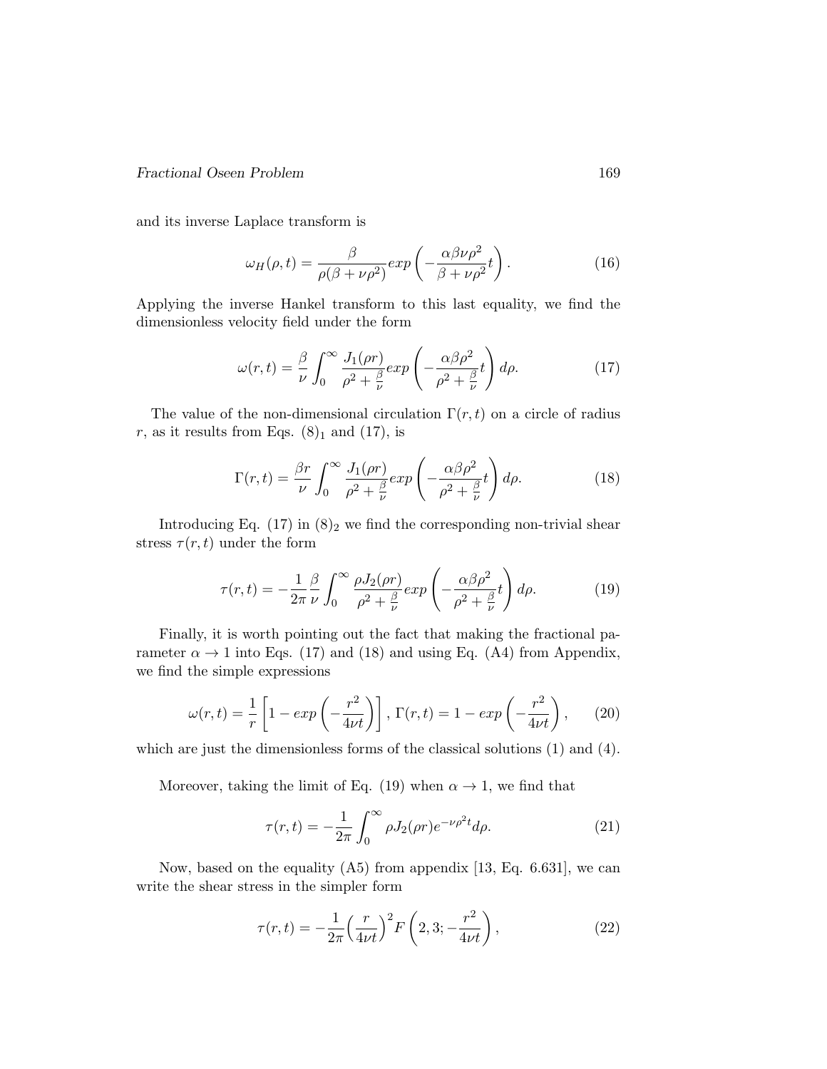and its inverse Laplace transform is

$$\omega_H(\rho, t) = \frac{\beta}{\rho(\beta + \nu\rho^2)} exp\left(-\frac{\alpha\beta\nu\rho^2}{\beta + \nu\rho^2}t\right). \tag{16}$$

Applying the inverse Hankel transform to this last equality, we find the dimensionless velocity field under the form

$$\omega(r, t) = \frac{\beta}{\nu}\int_0^\infty \frac{J_1(\rho r)}{\rho^2 + \frac{\beta}{\nu}} exp\left(-\frac{\alpha\beta\rho^2}{\rho^2 + \frac{\beta}{\nu}}t\right) d\rho. \tag{17}$$

The value of the non-dimensional circulation $\Gamma(r, t)$ on a circle of radius $r$, as it results from Eqs. $(8)_1$ and (17), is

$$\Gamma(r, t) = \frac{\beta r}{\nu}\int_0^\infty \frac{J_1(\rho r)}{\rho^2 + \frac{\beta}{\nu}} exp\left(-\frac{\alpha\beta\rho^2}{\rho^2 + \frac{\beta}{\nu}}t\right) d\rho. \tag{18}$$

Introducing Eq. (17) in $(8)_2$ we find the corresponding non-trivial shear stress $\tau(r, t)$ under the form

$$\tau(r, t) = -\frac{1}{2\pi}\frac{\beta}{\nu}\int_0^\infty \frac{\rho J_2(\rho r)}{\rho^2 + \frac{\beta}{\nu}} exp\left(-\frac{\alpha\beta\rho^2}{\rho^2 + \frac{\beta}{\nu}}t\right) d\rho. \tag{19}$$

Finally, it is worth pointing out the fact that making the fractional parameter $\alpha \to 1$ into Eqs. (17) and (18) and using Eq. (A4) from Appendix, we find the simple expressions

$$\omega(r, t) = \frac{1}{r}\left[1 - exp\left(-\frac{r^2}{4\nu t}\right)\right],\ \Gamma(r, t) = 1 - exp\left(-\frac{r^2}{4\nu t}\right), \tag{20}$$

which are just the dimensionless forms of the classical solutions (1) and (4).

Moreover, taking the limit of Eq. (19) when $\alpha \to 1$, we find that

$$\tau(r, t) = -\frac{1}{2\pi}\int_0^\infty \rho J_2(\rho r) e^{-\nu\rho^2 t} d\rho. \tag{21}$$

Now, based on the equality (A5) from appendix [13, Eq. 6.631], we can write the shear stress in the simpler form

$$\tau(r, t) = -\frac{1}{2\pi}\Big(\frac{r}{4\nu t}\Big)^2 F\left(2, 3; -\frac{r^2}{4\nu t}\right), \tag{22}$$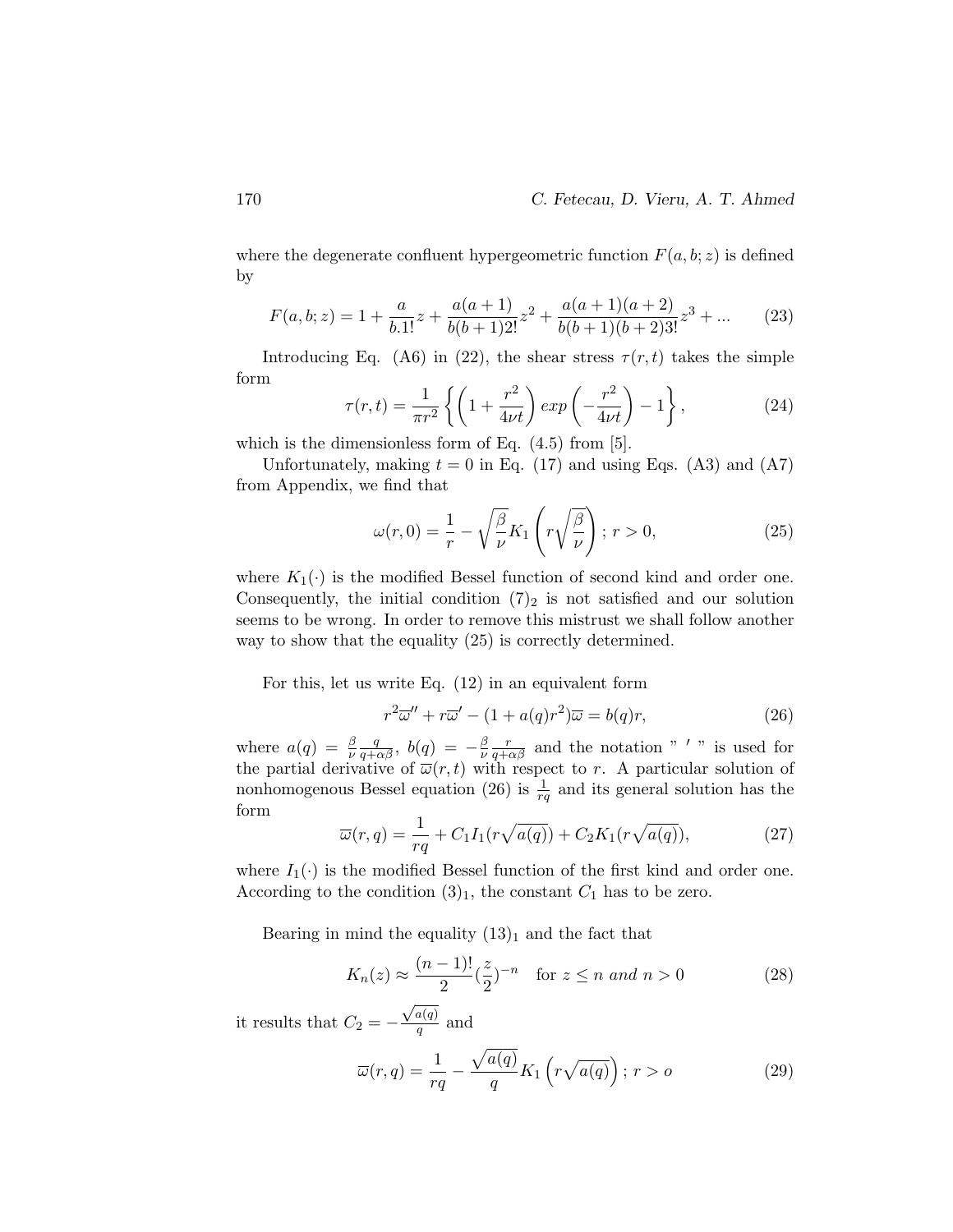where the degenerate confluent hypergeometric function $F(a,b;z)$ is defined by

$$F(a,b;z) = 1 + \frac{a}{b.1!}z + \frac{a(a+1)}{b(b+1)2!}z^2 + \frac{a(a+1)(a+2)}{b(b+1)(b+2)3!}z^3 + ... \tag{23}$$

Introducing Eq. (A6) in (22), the shear stress $\tau(r,t)$ takes the simple form

$$\tau(r,t) = \frac{1}{\pi r^2}\left\{\left(1+\frac{r^2}{4\nu t}\right)exp\left(-\frac{r^2}{4\nu t}\right) - 1\right\}, \tag{24}$$

which is the dimensionless form of Eq. (4.5) from [5].

Unfortunately, making $t=0$ in Eq. (17) and using Eqs. (A3) and (A7) from Appendix, we find that

$$\omega(r,0) = \frac{1}{r} - \sqrt{\frac{\beta}{\nu}}K_1\left(r\sqrt{\frac{\beta}{\nu}}\right);\ r>0, \tag{25}$$

where $K_1(\cdot)$ is the modified Bessel function of second kind and order one. Consequently, the initial condition $(7)_2$ is not satisfied and our solution seems to be wrong. In order to remove this mistrust we shall follow another way to show that the equality (25) is correctly determined.

For this, let us write Eq. (12) in an equivalent form

$$r^2\overline{\omega}'' + r\overline{\omega}' - (1 + a(q)r^2)\overline{\omega} = b(q)r, \tag{26}$$

where $a(q) = \frac{\beta}{\nu}\frac{q}{q+\alpha\beta}$, $b(q) = -\frac{\beta}{\nu}\frac{r}{q+\alpha\beta}$ and the notation " $'$ " is used for the partial derivative of $\overline{\omega}(r,t)$ with respect to $r$. A particular solution of nonhomogenous Bessel equation (26) is $\frac{1}{rq}$ and its general solution has the form

$$\overline{\omega}(r,q) = \frac{1}{rq} + C_1 I_1(r\sqrt{a(q)}) + C_2 K_1(r\sqrt{a(q)}), \tag{27}$$

where $I_1(\cdot)$ is the modified Bessel function of the first kind and order one. According to the condition $(3)_1$, the constant $C_1$ has to be zero.

Bearing in mind the equality $(13)_1$ and the fact that

$$K_n(z) \approx \frac{(n-1)!}{2}\left(\frac{z}{2}\right)^{-n} \quad \text{for } z \leq n \text{ and } n > 0 \tag{28}$$

it results that $C_2 = -\frac{\sqrt{a(q)}}{q}$ and

$$\overline{\omega}(r,q) = \frac{1}{rq} - \frac{\sqrt{a(q)}}{q}K_1\left(r\sqrt{a(q)}\right);\ r > o \tag{29}$$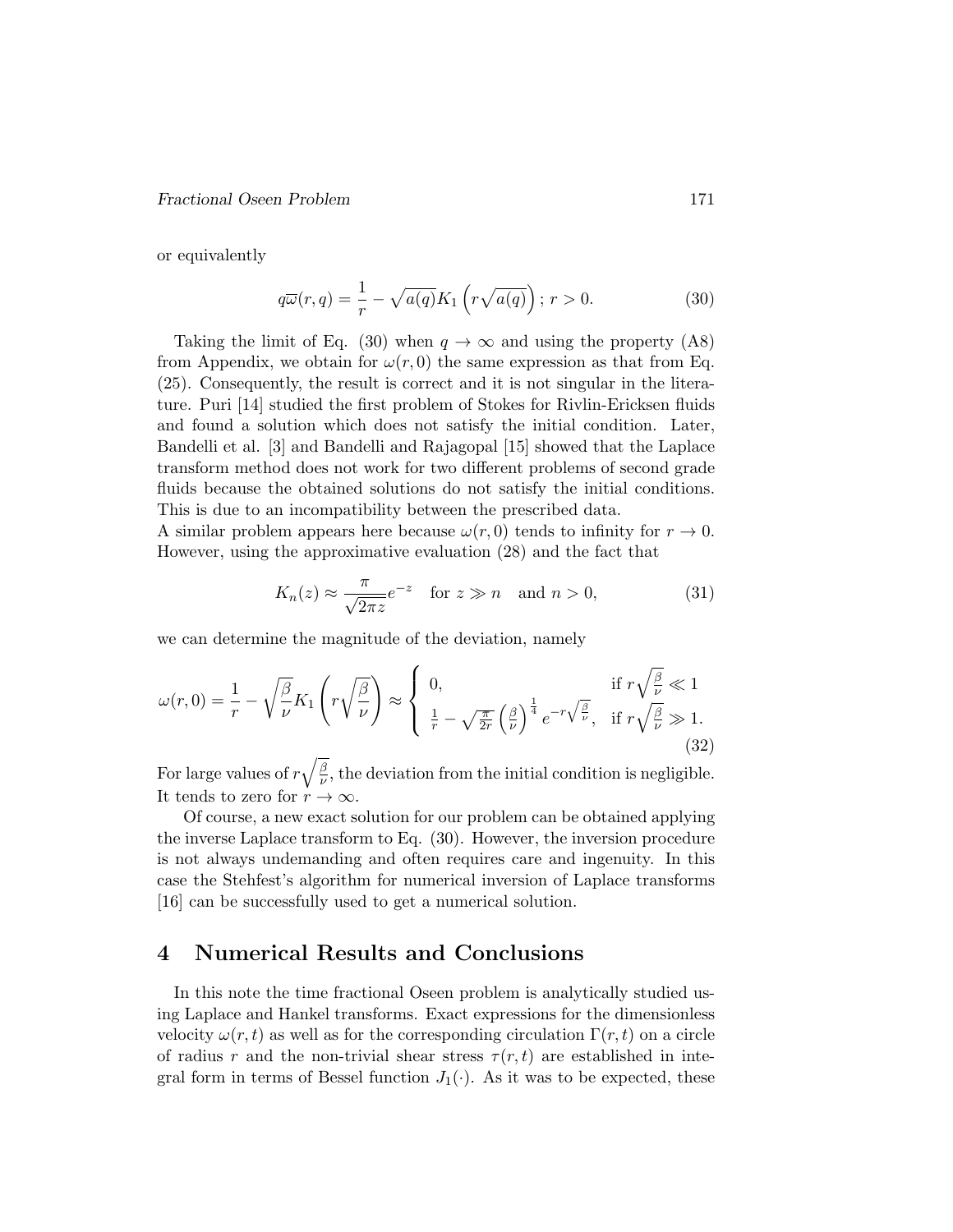or equivalently

$$q\overline{\omega}(r,q) = \frac{1}{r} - \sqrt{a(q)}K_1\left(r\sqrt{a(q)}\right); \; r > 0. \tag{30}$$

Taking the limit of Eq. (30) when $q \to \infty$ and using the property (A8) from Appendix, we obtain for $\omega(r,0)$ the same expression as that from Eq. (25). Consequently, the result is correct and it is not singular in the literature. Puri [14] studied the first problem of Stokes for Rivlin-Ericksen fluids and found a solution which does not satisfy the initial condition. Later, Bandelli et al. [3] and Bandelli and Rajagopal [15] showed that the Laplace transform method does not work for two different problems of second grade fluids because the obtained solutions do not satisfy the initial conditions. This is due to an incompatibility between the prescribed data.
A similar problem appears here because $\omega(r,0)$ tends to infinity for $r \to 0$. However, using the approximative evaluation (28) and the fact that

$$K_n(z) \approx \frac{\pi}{\sqrt{2\pi z}}e^{-z} \quad \text{for } z \gg n \quad \text{and } n > 0, \tag{31}$$

we can determine the magnitude of the deviation, namely

$$\omega(r,0) = \frac{1}{r} - \sqrt{\frac{\beta}{\nu}}K_1\left(r\sqrt{\frac{\beta}{\nu}}\right) \approx \begin{cases} 0, & \text{if } r\sqrt{\frac{\beta}{\nu}} \ll 1 \\ \frac{1}{r} - \sqrt{\frac{\pi}{2r}}\left(\frac{\beta}{\nu}\right)^{\frac{1}{4}} e^{-r\sqrt{\frac{\beta}{\nu}}}, & \text{if } r\sqrt{\frac{\beta}{\nu}} \gg 1. \end{cases} \tag{32}$$

For large values of $r\sqrt{\frac{\beta}{\nu}}$, the deviation from the initial condition is negligible. It tends to zero for $r \to \infty$.

Of course, a new exact solution for our problem can be obtained applying the inverse Laplace transform to Eq. (30). However, the inversion procedure is not always undemanding and often requires care and ingenuity. In this case the Stehfest's algorithm for numerical inversion of Laplace transforms [16] can be successfully used to get a numerical solution.

## 4 Numerical Results and Conclusions

In this note the time fractional Oseen problem is analytically studied using Laplace and Hankel transforms. Exact expressions for the dimensionless velocity $\omega(r,t)$ as well as for the corresponding circulation $\Gamma(r,t)$ on a circle of radius $r$ and the non-trivial shear stress $\tau(r,t)$ are established in integral form in terms of Bessel function $J_1(\cdot)$. As it was to be expected, these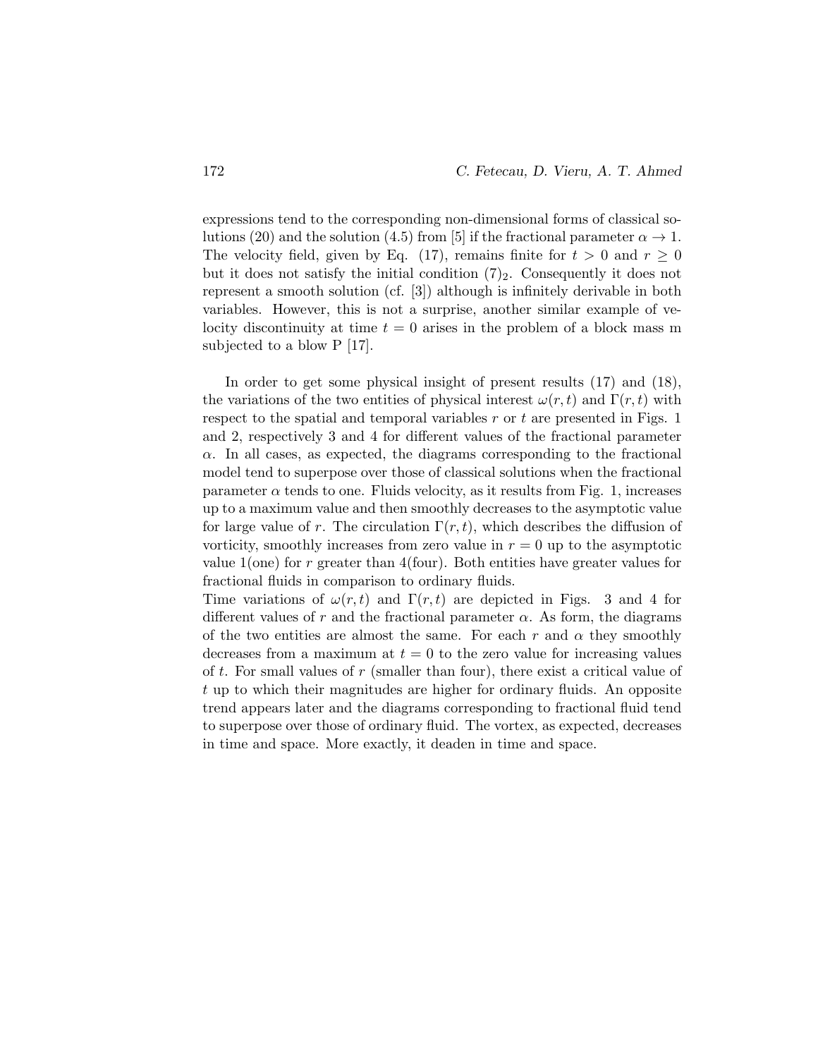expressions tend to the corresponding non-dimensional forms of classical solutions (20) and the solution (4.5) from [5] if the fractional parameter $\alpha \to 1$. The velocity field, given by Eq. (17), remains finite for $t > 0$ and $r \geq 0$ but it does not satisfy the initial condition $(7)_2$. Consequently it does not represent a smooth solution (cf. [3]) although is infinitely derivable in both variables. However, this is not a surprise, another similar example of velocity discontinuity at time $t = 0$ arises in the problem of a block mass m subjected to a blow P [17].

In order to get some physical insight of present results (17) and (18), the variations of the two entities of physical interest $\omega(r,t)$ and $\Gamma(r,t)$ with respect to the spatial and temporal variables $r$ or $t$ are presented in Figs. 1 and 2, respectively 3 and 4 for different values of the fractional parameter $\alpha$. In all cases, as expected, the diagrams corresponding to the fractional model tend to superpose over those of classical solutions when the fractional parameter $\alpha$ tends to one. Fluids velocity, as it results from Fig. 1, increases up to a maximum value and then smoothly decreases to the asymptotic value for large value of $r$. The circulation $\Gamma(r,t)$, which describes the diffusion of vorticity, smoothly increases from zero value in $r = 0$ up to the asymptotic value 1(one) for $r$ greater than 4(four). Both entities have greater values for fractional fluids in comparison to ordinary fluids.
Time variations of $\omega(r,t)$ and $\Gamma(r,t)$ are depicted in Figs. 3 and 4 for different values of $r$ and the fractional parameter $\alpha$. As form, the diagrams of the two entities are almost the same. For each $r$ and $\alpha$ they smoothly decreases from a maximum at $t = 0$ to the zero value for increasing values of $t$. For small values of $r$ (smaller than four), there exist a critical value of $t$ up to which their magnitudes are higher for ordinary fluids. An opposite trend appears later and the diagrams corresponding to fractional fluid tend to superpose over those of ordinary fluid. The vortex, as expected, decreases in time and space. More exactly, it deaden in time and space.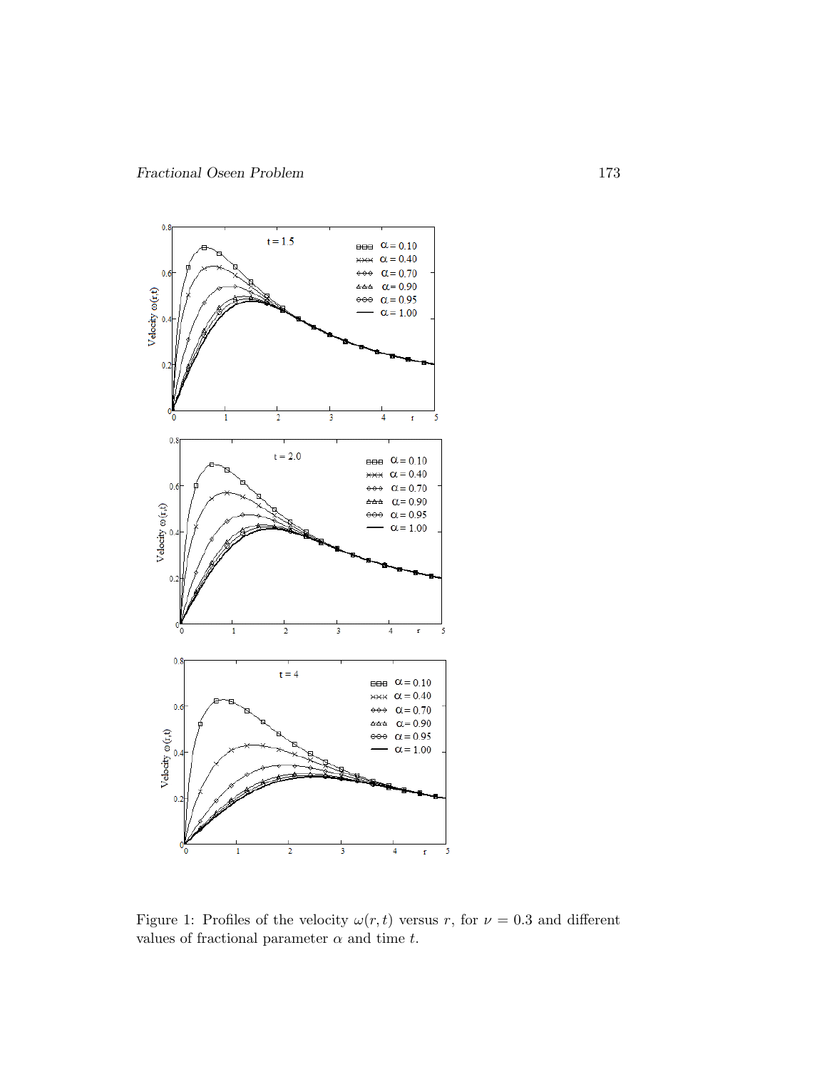Figure 1: Profiles of the velocity $\omega(r,t)$ versus $r$, for $\nu = 0.3$ and different values of fractional parameter $\alpha$ and time $t$.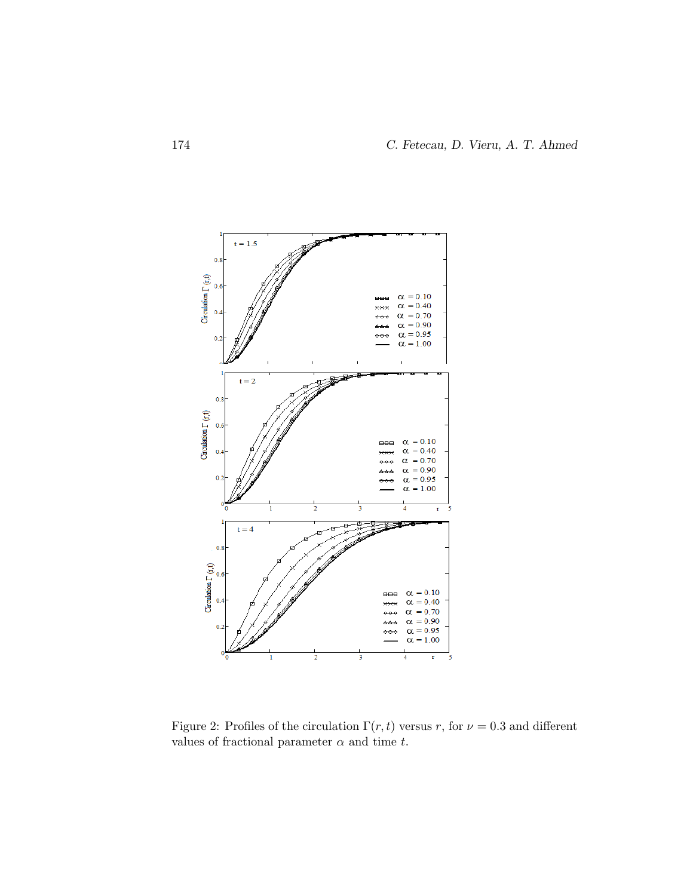Figure 2: Profiles of the circulation $\Gamma(r,t)$ versus $r$, for $\nu = 0.3$ and different values of fractional parameter $\alpha$ and time $t$.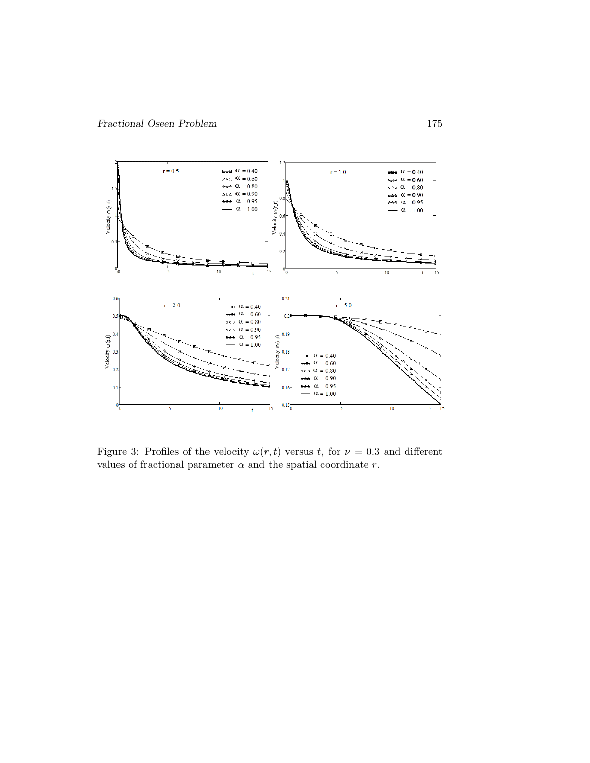Figure 3: Profiles of the velocity $\omega(r,t)$ versus $t$, for $\nu = 0.3$ and different values of fractional parameter $\alpha$ and the spatial coordinate $r$.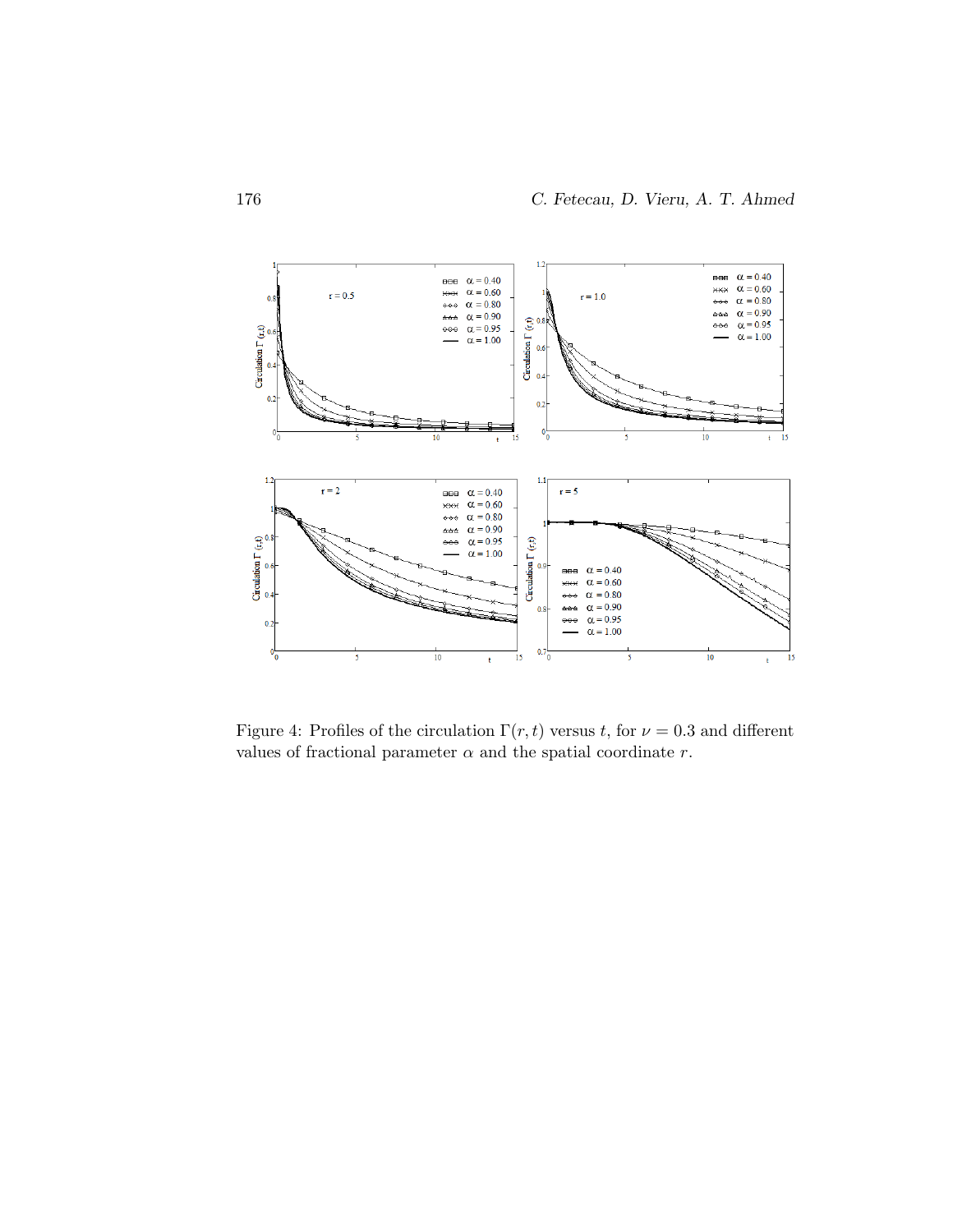Figure 4: Profiles of the circulation $\Gamma(r, t)$ versus $t$, for $\nu = 0.3$ and different values of fractional parameter $\alpha$ and the spatial coordinate $r$.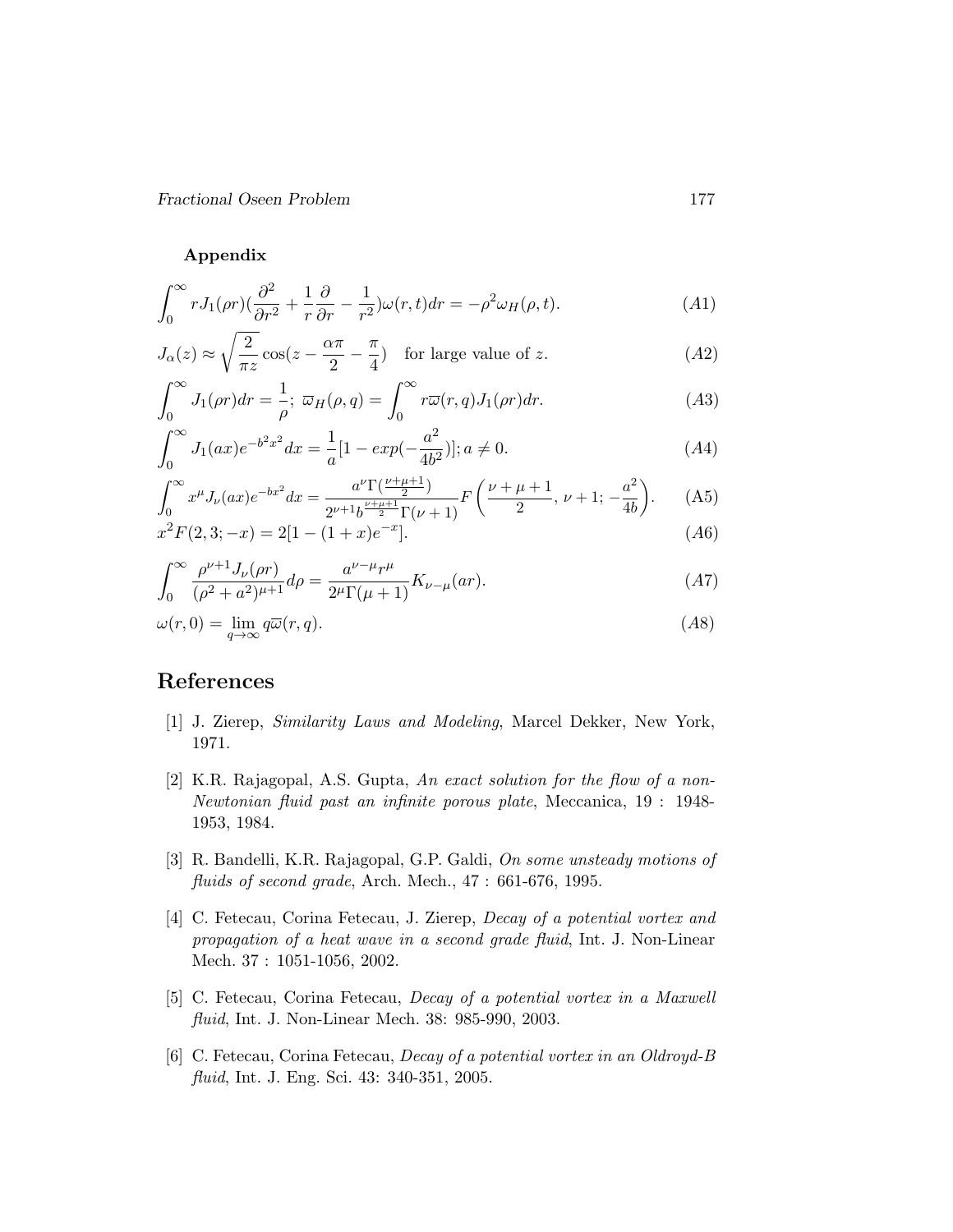**Appendix**

$$\int_0^\infty rJ_1(\rho r)(\frac{\partial^2}{\partial r^2}+\frac{1}{r}\frac{\partial}{\partial r}-\frac{1}{r^2})\omega(r,t)dr=-\rho^2\omega_H(\rho,t). \tag{A1}$$

$$J_\alpha(z)\approx\sqrt{\frac{2}{\pi z}}\cos(z-\frac{\alpha\pi}{2}-\frac{\pi}{4})\quad\text{for large value of } z. \tag{A2}$$

$$\int_0^\infty J_1(\rho r)dr=\frac{1}{\rho};\ \overline{\omega}_H(\rho,q)=\int_0^\infty r\overline{\omega}(r,q)J_1(\rho r)dr. \tag{A3}$$

$$\int_0^\infty J_1(ax)e^{-b^2x^2}dx=\frac{1}{a}[1-exp(-\frac{a^2}{4b^2})];a\neq 0. \tag{A4}$$

$$\int_0^\infty x^\mu J_\nu(ax)e^{-bx^2}dx=\frac{a^\nu\Gamma(\frac{\nu+\mu+1}{2})}{2^{\nu+1}b^{\frac{\nu+\mu+1}{2}}\Gamma(\nu+1)}F\left(\frac{\nu+\mu+1}{2},\,\nu+1;\,-\frac{a^2}{4b}\right). \tag{A5}$$

$$x^2F(2,3;-x)=2[1-(1+x)e^{-x}]. \tag{A6}$$

$$\int_0^\infty \frac{\rho^{\nu+1}J_\nu(\rho r)}{(\rho^2+a^2)^{\mu+1}}d\rho=\frac{a^{\nu-\mu}r^\mu}{2^\mu\Gamma(\mu+1)}K_{\nu-\mu}(ar). \tag{A7}$$

$$\omega(r,0)=\lim_{q\to\infty}q\overline{\omega}(r,q). \tag{A8}$$

# References

[1] J. Zierep, *Similarity Laws and Modeling*, Marcel Dekker, New York, 1971.

[2] K.R. Rajagopal, A.S. Gupta, *An exact solution for the flow of a non-Newtonian fluid past an infinite porous plate*, Meccanica, 19 : 1948-1953, 1984.

[3] R. Bandelli, K.R. Rajagopal, G.P. Galdi, *On some unsteady motions of fluids of second grade*, Arch. Mech., 47 : 661-676, 1995.

[4] C. Fetecau, Corina Fetecau, J. Zierep, *Decay of a potential vortex and propagation of a heat wave in a second grade fluid*, Int. J. Non-Linear Mech. 37 : 1051-1056, 2002.

[5] C. Fetecau, Corina Fetecau, *Decay of a potential vortex in a Maxwell fluid*, Int. J. Non-Linear Mech. 38: 985-990, 2003.

[6] C. Fetecau, Corina Fetecau, *Decay of a potential vortex in an Oldroyd-B fluid*, Int. J. Eng. Sci. 43: 340-351, 2005.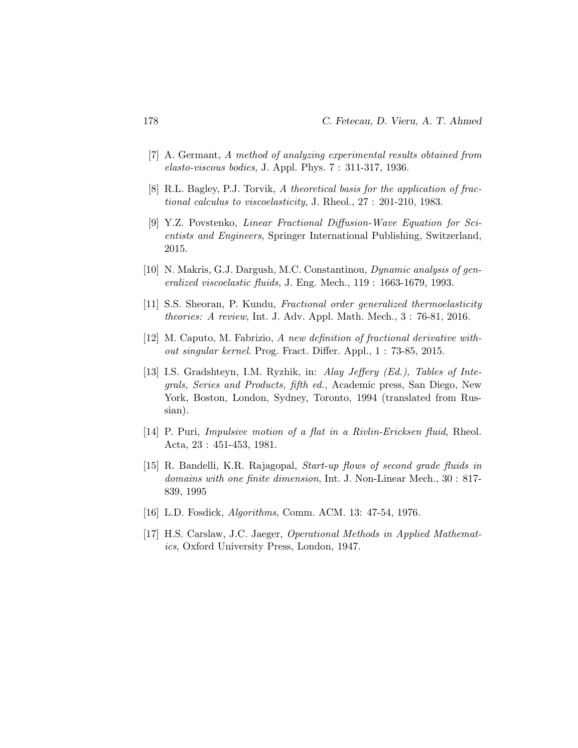[7] A. Germant, *A method of analyzing experimental results obtained from elasto-viscous bodies*, J. Appl. Phys. 7 : 311-317, 1936.

[8] R.L. Bagley, P.J. Torvik, *A theoretical basis for the application of fractional calculus to viscoelasticity*, J. Rheol., 27 : 201-210, 1983.

[9] Y.Z. Povstenko, *Linear Fractional Diffusion-Wave Equation for Scientists and Engineers*, Springer International Publishing, Switzerland, 2015.

[10] N. Makris, G.J. Dargush, M.C. Constantinou, *Dynamic analysis of generalized viscoelastic fluids*, J. Eng. Mech., 119 : 1663-1679, 1993.

[11] S.S. Sheoran, P. Kundu, *Fractional order generalized thermoelasticity theories: A review*, Int. J. Adv. Appl. Math. Mech., 3 : 76-81, 2016.

[12] M. Caputo, M. Fabrizio, *A new definition of fractional derivative without singular kernel*. Prog. Fract. Differ. Appl., 1 : 73-85, 2015.

[13] I.S. Gradshteyn, I.M. Ryzhik, in: *Alay Jeffery (Ed.), Tables of Integrals, Series and Products, fifth ed.*, Academic press, San Diego, New York, Boston, London, Sydney, Toronto, 1994 (translated from Russian).

[14] P. Puri, *Impulsive motion of a flat in a Rivlin-Ericksen fluid*, Rheol. Acta, 23 : 451-453, 1981.

[15] R. Bandelli, K.R. Rajagopal, *Start-up flows of second grade fluids in domains with one finite dimension*, Int. J. Non-Linear Mech., 30 : 817-839, 1995

[16] L.D. Fosdick, *Algorithms*, Comm. ACM. 13: 47-54, 1976.

[17] H.S. Carslaw, J.C. Jaeger, *Operational Methods in Applied Mathematics*, Oxford University Press, London, 1947.